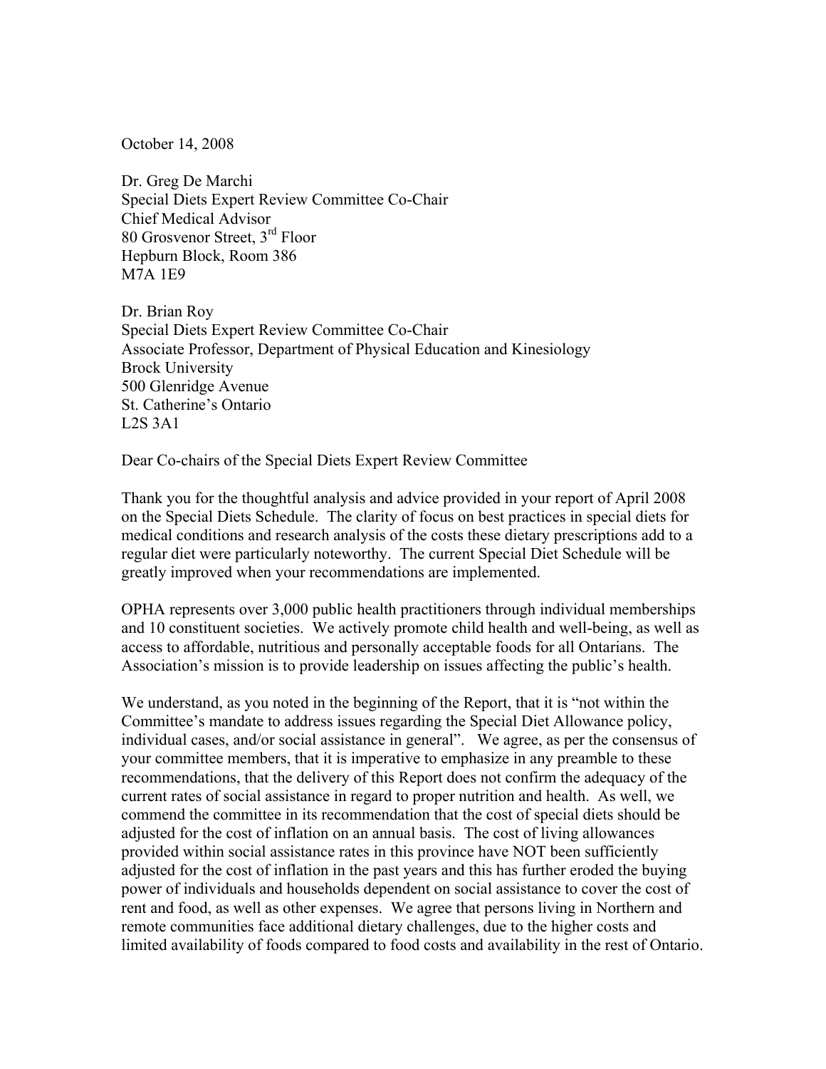October 14, 2008

Dr. Greg De Marchi
Special Diets Expert Review Committee Co-Chair
Chief Medical Advisor
80 Grosvenor Street, 3rd Floor
Hepburn Block, Room 386
M7A 1E9

Dr. Brian Roy
Special Diets Expert Review Committee Co-Chair
Associate Professor, Department of Physical Education and Kinesiology
Brock University
500 Glenridge Avenue
St. Catherine's Ontario
L2S 3A1

Dear Co-chairs of the Special Diets Expert Review Committee

Thank you for the thoughtful analysis and advice provided in your report of April 2008 on the Special Diets Schedule. The clarity of focus on best practices in special diets for medical conditions and research analysis of the costs these dietary prescriptions add to a regular diet were particularly noteworthy. The current Special Diet Schedule will be greatly improved when your recommendations are implemented.

OPHA represents over 3,000 public health practitioners through individual memberships and 10 constituent societies. We actively promote child health and well-being, as well as access to affordable, nutritious and personally acceptable foods for all Ontarians. The Association's mission is to provide leadership on issues affecting the public's health.

We understand, as you noted in the beginning of the Report, that it is "not within the Committee's mandate to address issues regarding the Special Diet Allowance policy, individual cases, and/or social assistance in general". We agree, as per the consensus of your committee members, that it is imperative to emphasize in any preamble to these recommendations, that the delivery of this Report does not confirm the adequacy of the current rates of social assistance in regard to proper nutrition and health. As well, we commend the committee in its recommendation that the cost of special diets should be adjusted for the cost of inflation on an annual basis. The cost of living allowances provided within social assistance rates in this province have NOT been sufficiently adjusted for the cost of inflation in the past years and this has further eroded the buying power of individuals and households dependent on social assistance to cover the cost of rent and food, as well as other expenses. We agree that persons living in Northern and remote communities face additional dietary challenges, due to the higher costs and limited availability of foods compared to food costs and availability in the rest of Ontario.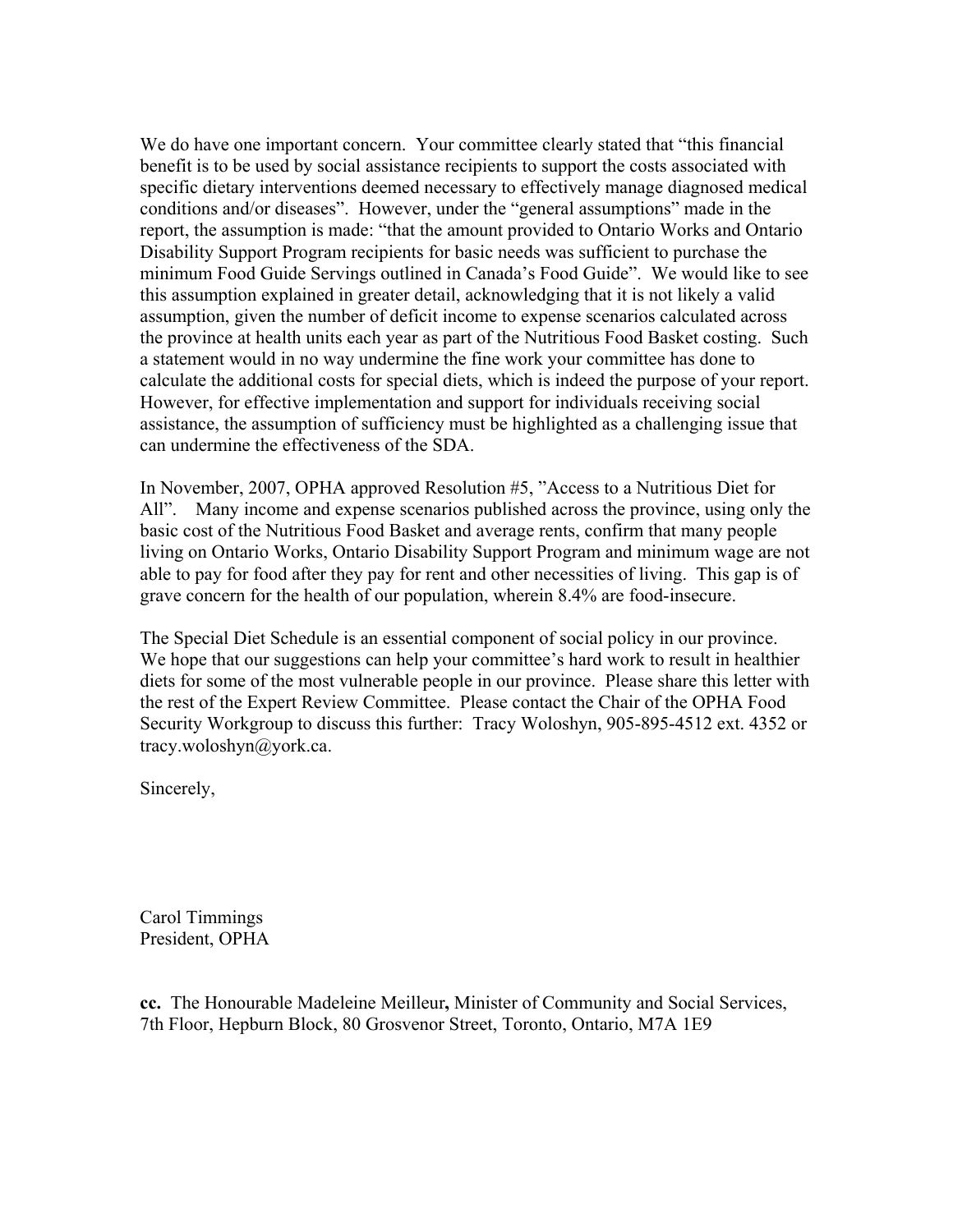We do have one important concern. Your committee clearly stated that "this financial benefit is to be used by social assistance recipients to support the costs associated with specific dietary interventions deemed necessary to effectively manage diagnosed medical conditions and/or diseases". However, under the "general assumptions" made in the report, the assumption is made: "that the amount provided to Ontario Works and Ontario Disability Support Program recipients for basic needs was sufficient to purchase the minimum Food Guide Servings outlined in Canada's Food Guide". We would like to see this assumption explained in greater detail, acknowledging that it is not likely a valid assumption, given the number of deficit income to expense scenarios calculated across the province at health units each year as part of the Nutritious Food Basket costing. Such a statement would in no way undermine the fine work your committee has done to calculate the additional costs for special diets, which is indeed the purpose of your report. However, for effective implementation and support for individuals receiving social assistance, the assumption of sufficiency must be highlighted as a challenging issue that can undermine the effectiveness of the SDA.

In November, 2007, OPHA approved Resolution #5, "Access to a Nutritious Diet for All". Many income and expense scenarios published across the province, using only the basic cost of the Nutritious Food Basket and average rents, confirm that many people living on Ontario Works, Ontario Disability Support Program and minimum wage are not able to pay for food after they pay for rent and other necessities of living. This gap is of grave concern for the health of our population, wherein 8.4% are food-insecure.

The Special Diet Schedule is an essential component of social policy in our province. We hope that our suggestions can help your committee's hard work to result in healthier diets for some of the most vulnerable people in our province. Please share this letter with the rest of the Expert Review Committee. Please contact the Chair of the OPHA Food Security Workgroup to discuss this further: Tracy Woloshyn, 905-895-4512 ext. 4352 or tracy.woloshyn@york.ca.

Sincerely,

Carol Timmings
President, OPHA

**cc.** The Honourable Madeleine Meilleur**,** Minister of Community and Social Services, 7th Floor, Hepburn Block, 80 Grosvenor Street, Toronto, Ontario, M7A 1E9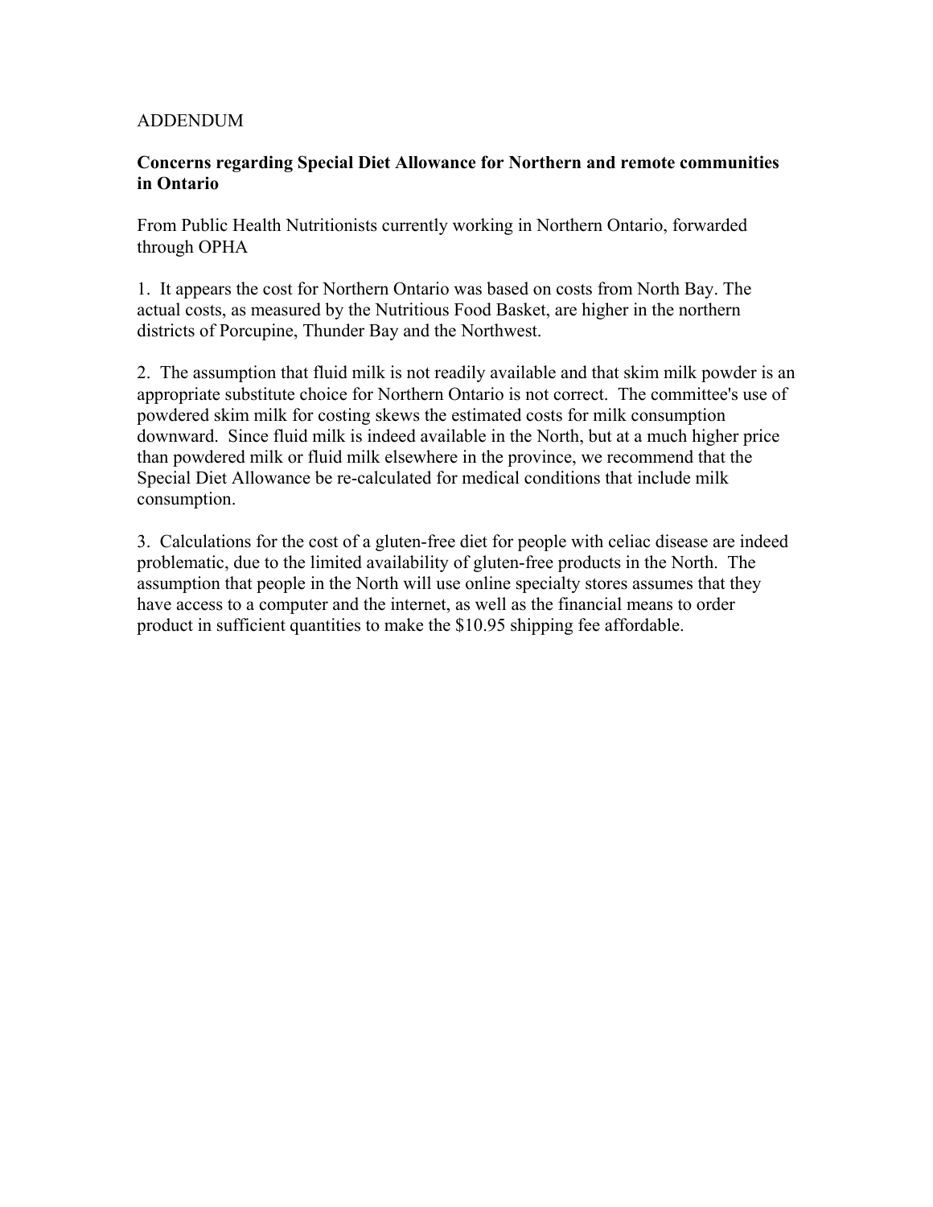ADDENDUM

**Concerns regarding Special Diet Allowance for Northern and remote communities in Ontario**

From Public Health Nutritionists currently working in Northern Ontario, forwarded through OPHA

1. It appears the cost for Northern Ontario was based on costs from North Bay. The actual costs, as measured by the Nutritious Food Basket, are higher in the northern districts of Porcupine, Thunder Bay and the Northwest.

2. The assumption that fluid milk is not readily available and that skim milk powder is an appropriate substitute choice for Northern Ontario is not correct. The committee's use of powdered skim milk for costing skews the estimated costs for milk consumption downward. Since fluid milk is indeed available in the North, but at a much higher price than powdered milk or fluid milk elsewhere in the province, we recommend that the Special Diet Allowance be re-calculated for medical conditions that include milk consumption.

3. Calculations for the cost of a gluten-free diet for people with celiac disease are indeed problematic, due to the limited availability of gluten-free products in the North. The assumption that people in the North will use online specialty stores assumes that they have access to a computer and the internet, as well as the financial means to order product in sufficient quantities to make the $10.95 shipping fee affordable.